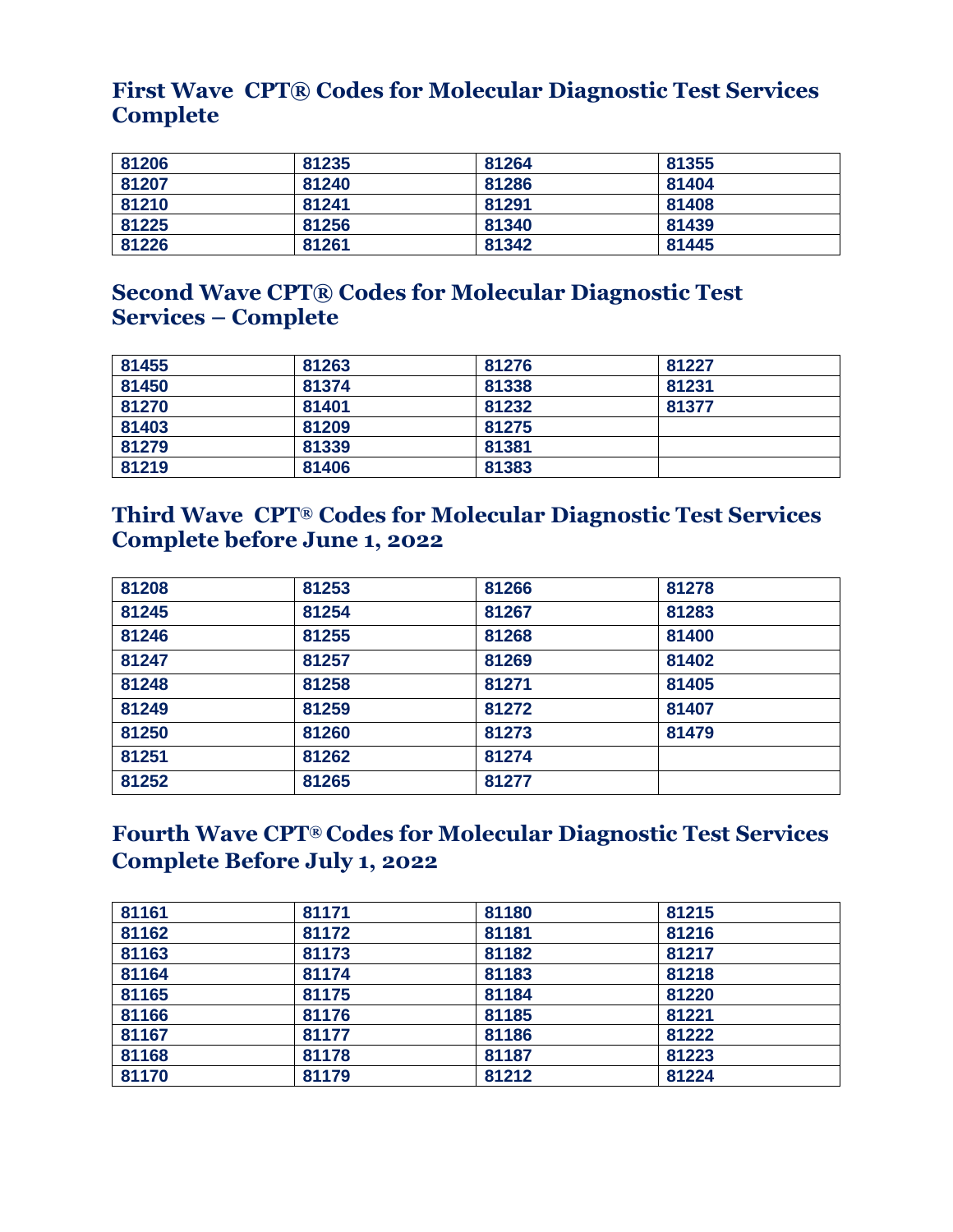## First Wave CPT® Codes for Molecular Diagnostic Test Services Complete

| | | | |
|---|---|---|---|
| 81206 | 81235 | 81264 | 81355 |
| 81207 | 81240 | 81286 | 81404 |
| 81210 | 81241 | 81291 | 81408 |
| 81225 | 81256 | 81340 | 81439 |
| 81226 | 81261 | 81342 | 81445 |

## Second Wave CPT® Codes for Molecular Diagnostic Test Services – Complete

| | | | |
|---|---|---|---|
| 81455 | 81263 | 81276 | 81227 |
| 81450 | 81374 | 81338 | 81231 |
| 81270 | 81401 | 81232 | 81377 |
| 81403 | 81209 | 81275 | |
| 81279 | 81339 | 81381 | |
| 81219 | 81406 | 81383 | |

## Third Wave CPT® Codes for Molecular Diagnostic Test Services Complete before June 1, 2022

| | | | |
|---|---|---|---|
| 81208 | 81253 | 81266 | 81278 |
| 81245 | 81254 | 81267 | 81283 |
| 81246 | 81255 | 81268 | 81400 |
| 81247 | 81257 | 81269 | 81402 |
| 81248 | 81258 | 81271 | 81405 |
| 81249 | 81259 | 81272 | 81407 |
| 81250 | 81260 | 81273 | 81479 |
| 81251 | 81262 | 81274 | |
| 81252 | 81265 | 81277 | |

## Fourth Wave CPT® Codes for Molecular Diagnostic Test Services Complete Before July 1, 2022

| | | | |
|---|---|---|---|
| 81161 | 81171 | 81180 | 81215 |
| 81162 | 81172 | 81181 | 81216 |
| 81163 | 81173 | 81182 | 81217 |
| 81164 | 81174 | 81183 | 81218 |
| 81165 | 81175 | 81184 | 81220 |
| 81166 | 81176 | 81185 | 81221 |
| 81167 | 81177 | 81186 | 81222 |
| 81168 | 81178 | 81187 | 81223 |
| 81170 | 81179 | 81212 | 81224 |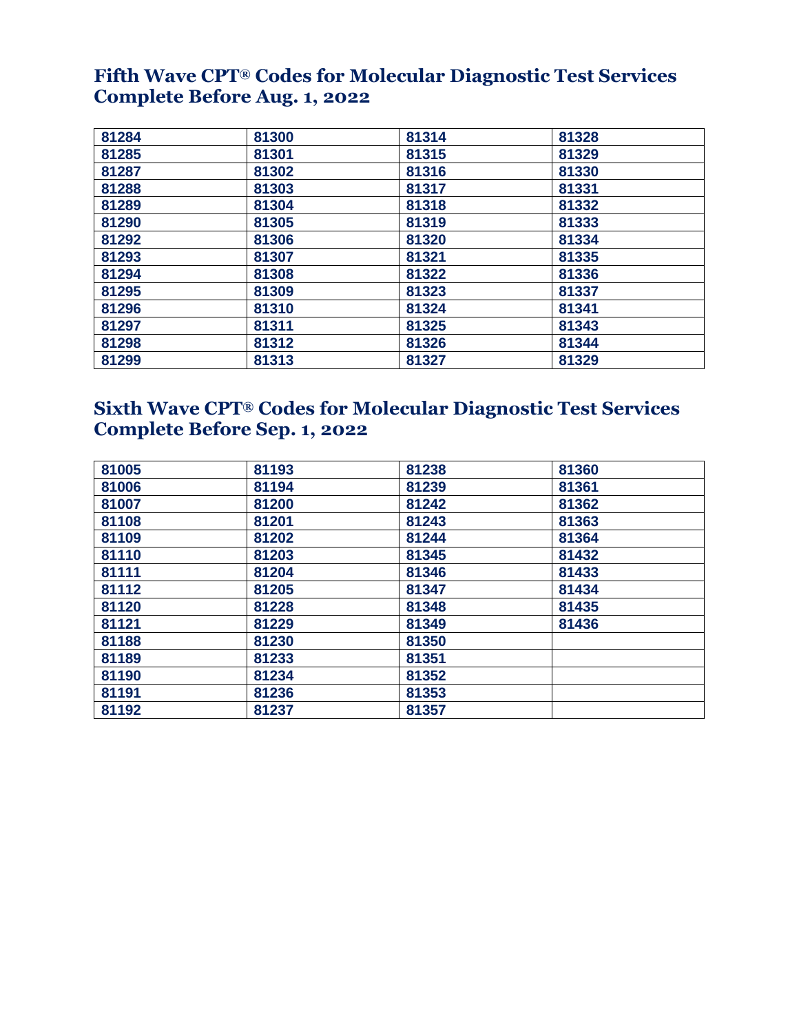## Fifth Wave CPT® Codes for Molecular Diagnostic Test Services Complete Before Aug. 1, 2022

| | | | |
|---|---|---|---|
| 81284 | 81300 | 81314 | 81328 |
| 81285 | 81301 | 81315 | 81329 |
| 81287 | 81302 | 81316 | 81330 |
| 81288 | 81303 | 81317 | 81331 |
| 81289 | 81304 | 81318 | 81332 |
| 81290 | 81305 | 81319 | 81333 |
| 81292 | 81306 | 81320 | 81334 |
| 81293 | 81307 | 81321 | 81335 |
| 81294 | 81308 | 81322 | 81336 |
| 81295 | 81309 | 81323 | 81337 |
| 81296 | 81310 | 81324 | 81341 |
| 81297 | 81311 | 81325 | 81343 |
| 81298 | 81312 | 81326 | 81344 |
| 81299 | 81313 | 81327 | 81329 |

## Sixth Wave CPT® Codes for Molecular Diagnostic Test Services Complete Before Sep. 1, 2022

| | | | |
|---|---|---|---|
| 81005 | 81193 | 81238 | 81360 |
| 81006 | 81194 | 81239 | 81361 |
| 81007 | 81200 | 81242 | 81362 |
| 81108 | 81201 | 81243 | 81363 |
| 81109 | 81202 | 81244 | 81364 |
| 81110 | 81203 | 81345 | 81432 |
| 81111 | 81204 | 81346 | 81433 |
| 81112 | 81205 | 81347 | 81434 |
| 81120 | 81228 | 81348 | 81435 |
| 81121 | 81229 | 81349 | 81436 |
| 81188 | 81230 | 81350 | |
| 81189 | 81233 | 81351 | |
| 81190 | 81234 | 81352 | |
| 81191 | 81236 | 81353 | |
| 81192 | 81237 | 81357 | |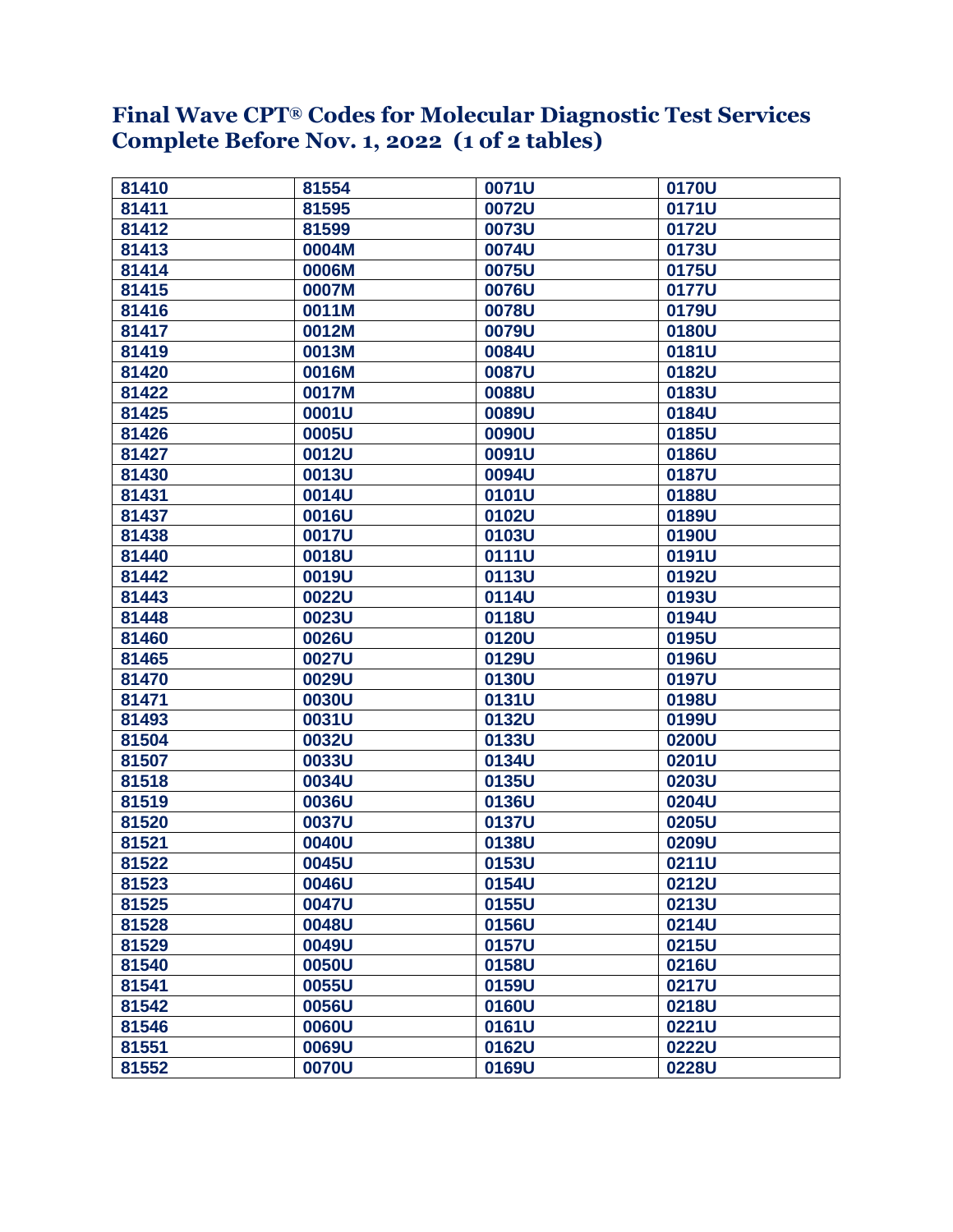# Final Wave CPT® Codes for Molecular Diagnostic Test Services Complete Before Nov. 1, 2022 (1 of 2 tables)

| | | | |
|---|---|---|---|
| 81410 | 81554 | 0071U | 0170U |
| 81411 | 81595 | 0072U | 0171U |
| 81412 | 81599 | 0073U | 0172U |
| 81413 | 0004M | 0074U | 0173U |
| 81414 | 0006M | 0075U | 0175U |
| 81415 | 0007M | 0076U | 0177U |
| 81416 | 0011M | 0078U | 0179U |
| 81417 | 0012M | 0079U | 0180U |
| 81419 | 0013M | 0084U | 0181U |
| 81420 | 0016M | 0087U | 0182U |
| 81422 | 0017M | 0088U | 0183U |
| 81425 | 0001U | 0089U | 0184U |
| 81426 | 0005U | 0090U | 0185U |
| 81427 | 0012U | 0091U | 0186U |
| 81430 | 0013U | 0094U | 0187U |
| 81431 | 0014U | 0101U | 0188U |
| 81437 | 0016U | 0102U | 0189U |
| 81438 | 0017U | 0103U | 0190U |
| 81440 | 0018U | 0111U | 0191U |
| 81442 | 0019U | 0113U | 0192U |
| 81443 | 0022U | 0114U | 0193U |
| 81448 | 0023U | 0118U | 0194U |
| 81460 | 0026U | 0120U | 0195U |
| 81465 | 0027U | 0129U | 0196U |
| 81470 | 0029U | 0130U | 0197U |
| 81471 | 0030U | 0131U | 0198U |
| 81493 | 0031U | 0132U | 0199U |
| 81504 | 0032U | 0133U | 0200U |
| 81507 | 0033U | 0134U | 0201U |
| 81518 | 0034U | 0135U | 0203U |
| 81519 | 0036U | 0136U | 0204U |
| 81520 | 0037U | 0137U | 0205U |
| 81521 | 0040U | 0138U | 0209U |
| 81522 | 0045U | 0153U | 0211U |
| 81523 | 0046U | 0154U | 0212U |
| 81525 | 0047U | 0155U | 0213U |
| 81528 | 0048U | 0156U | 0214U |
| 81529 | 0049U | 0157U | 0215U |
| 81540 | 0050U | 0158U | 0216U |
| 81541 | 0055U | 0159U | 0217U |
| 81542 | 0056U | 0160U | 0218U |
| 81546 | 0060U | 0161U | 0221U |
| 81551 | 0069U | 0162U | 0222U |
| 81552 | 0070U | 0169U | 0228U |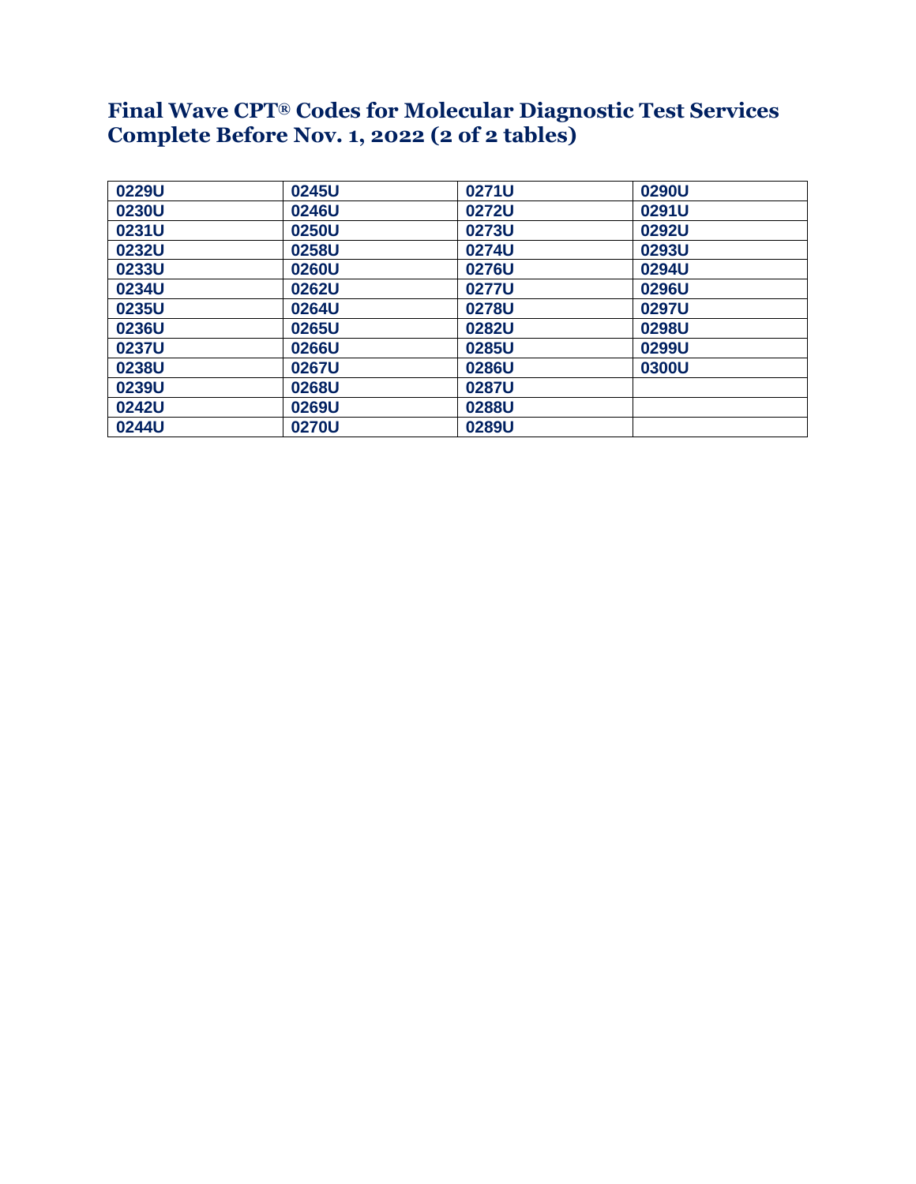## Final Wave CPT® Codes for Molecular Diagnostic Test Services Complete Before Nov. 1, 2022 (2 of 2 tables)

| | | | |
|---|---|---|---|
| **0229U** | **0245U** | **0271U** | **0290U** |
| **0230U** | **0246U** | **0272U** | **0291U** |
| **0231U** | **0250U** | **0273U** | **0292U** |
| **0232U** | **0258U** | **0274U** | **0293U** |
| **0233U** | **0260U** | **0276U** | **0294U** |
| **0234U** | **0262U** | **0277U** | **0296U** |
| **0235U** | **0264U** | **0278U** | **0297U** |
| **0236U** | **0265U** | **0282U** | **0298U** |
| **0237U** | **0266U** | **0285U** | **0299U** |
| **0238U** | **0267U** | **0286U** | **0300U** |
| **0239U** | **0268U** | **0287U** | |
| **0242U** | **0269U** | **0288U** | |
| **0244U** | **0270U** | **0289U** | |